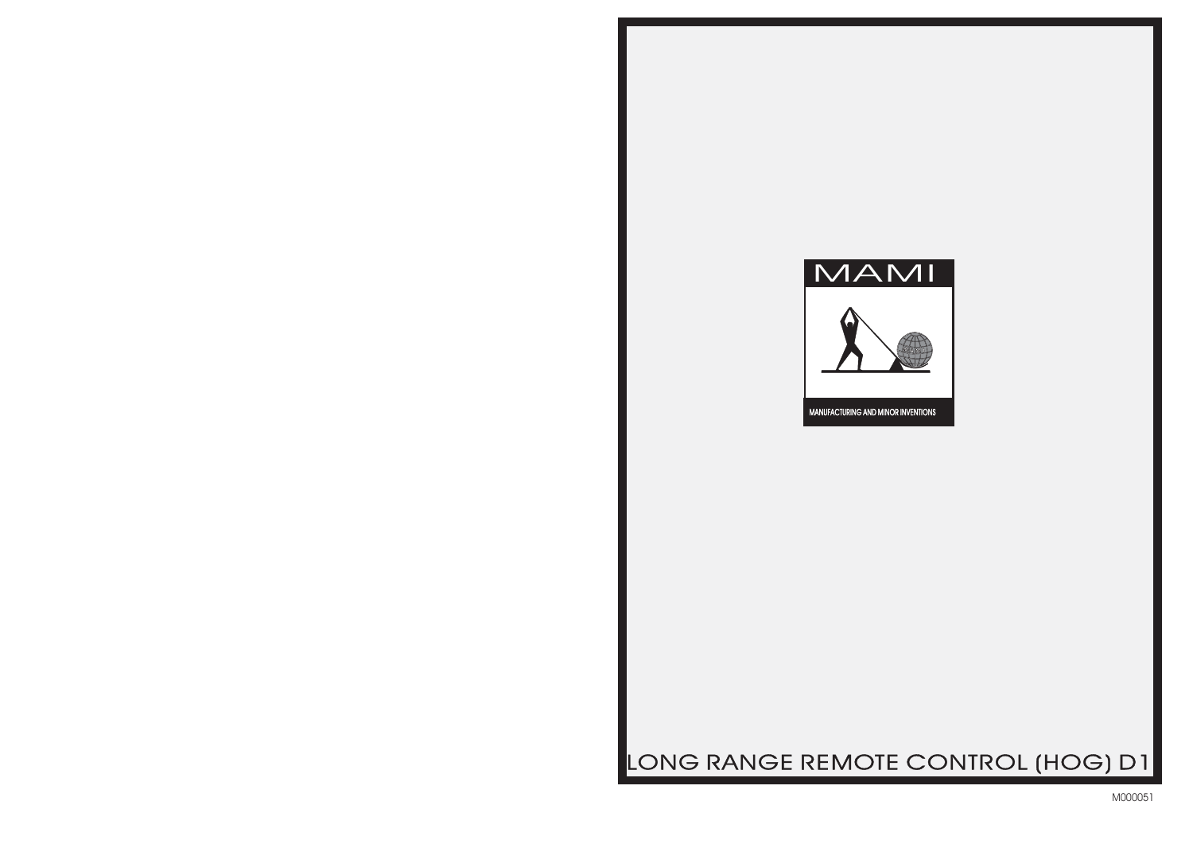MAMI

MANUFACTURING AND MINOR INVENTIONS

# LONG RANGE REMOTE CONTROL (HOG) D1

M000051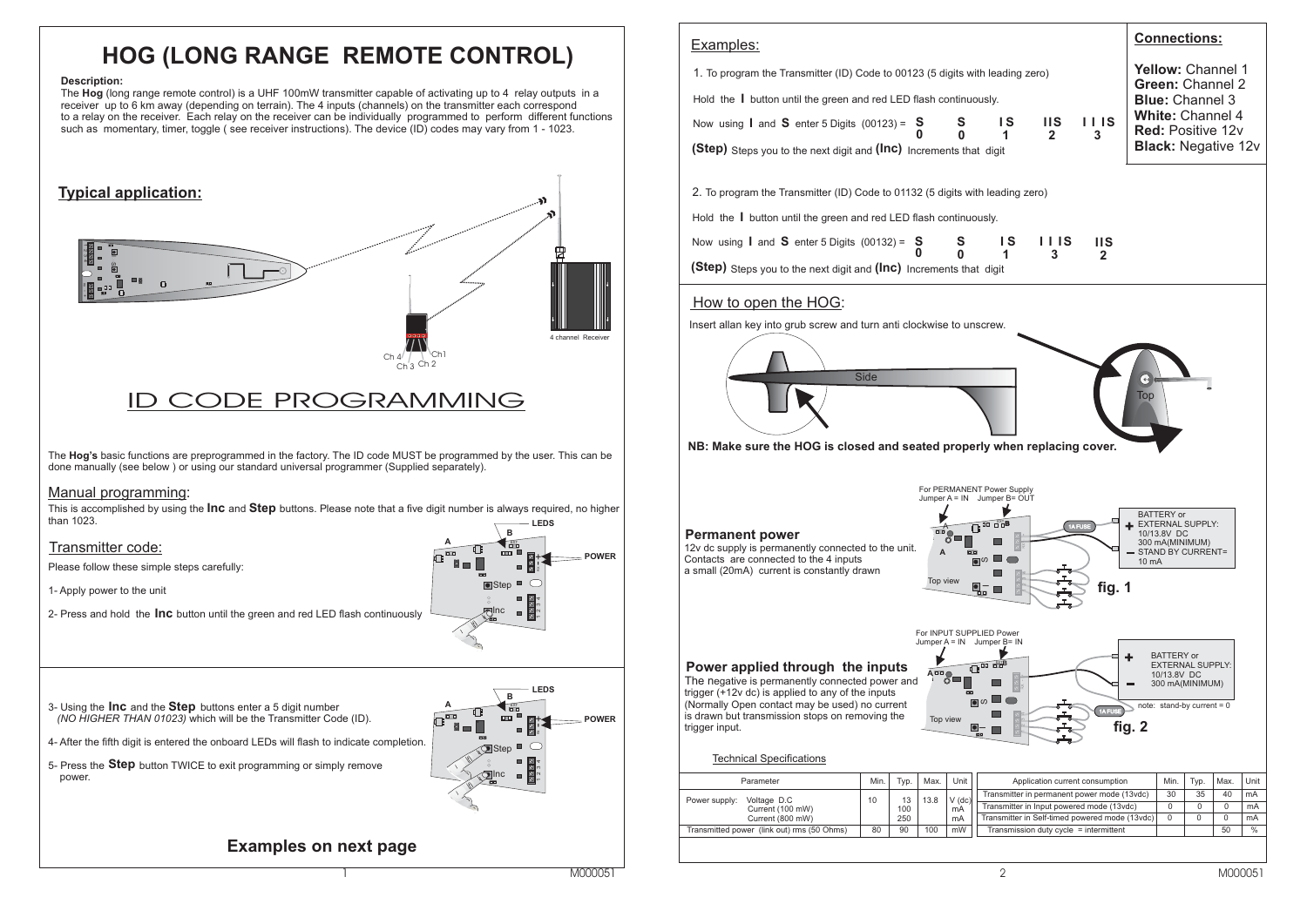// Page 1 (left half)

# HOG (LONG RANGE REMOTE CONTROL)

**Description:**

The **Hog** (long range remote control) is a UHF 100mW transmitter capable of activating up to 4 relay outputs in a receiver up to 6 km away (depending on terrain). The 4 inputs (channels) on the transmitter each correspond to a relay on the receiver. Each relay on the receiver can be individually programmed to perform different functions such as momentary, timer, toggle ( see receiver instructions). The device (ID) codes may vary from 1 - 1023.

## Typical application:

4 channel Receiver

Ch 4 Ch1
Ch 3 Ch 2

# ID CODE PROGRAMMING

The **Hog's** basic functions are preprogrammed in the factory. The ID code MUST be programmed by the user. This can be done manually (see below ) or using our standard universal programmer (Supplied separately).

## Manual programming:

This is accomplished by using the **Inc** and **Step** buttons. Please note that a five digit number is always required, no higher than 1023.

## Transmitter code:

Please follow these simple steps carefully:

1- Apply power to the unit

2- Press and hold the **Inc** button until the green and red LED flash continuously

LEDS
A B
POWER
Step
Inc

3- Using the **Inc** and the **Step** buttons enter a 5 digit number *(NO HIGHER THAN 01023)* which will be the Transmitter Code (ID).

4- After the fifth digit is entered the onboard LEDs will flash to indicate completion.

5- Press the **Step** button TWICE to exit programming or simply remove power.

LEDS
A B
POWER
Step
Inc

### Examples on next page

M000051

// Page 2 (right half)

## Examples:

1. To program the Transmitter (ID) Code to 00123 (5 digits with leading zero)

Hold the **I** button until the green and red LED flash continuously.

Now using **I** and **S** enter 5 Digits (00123) = **S** 0 **S** 0 **I S** 1 **I I S** 2 **I I I S** 3

**(Step)** Steps you to the next digit and **(Inc)** Increments that digit

2. To program the Transmitter (ID) Code to 01132 (5 digits with leading zero)

Hold the **I** button until the green and red LED flash continuously.

Now using **I** and **S** enter 5 Digits (00132) = **S** 0 **S** 0 **I S** 1 **I I I S** 3 **I I S** 2

**(Step)** Steps you to the next digit and **(Inc)** Increments that digit

## Connections:

**Yellow:** Channel 1
**Green:** Channel 2
**Blue:** Channel 3
**White:** Channel 4
**Red:** Positive 12v
**Black:** Negative 12v

## How to open the HOG:

Insert allan key into grub screw and turn anti clockwise to unscrew.

Side
Top

**NB: Make sure the HOG is closed and seated properly when replacing cover.**

### Permanent power

12v dc supply is permanently connected to the unit. Contacts are connected to the 4 inputs a small (20mA) current is constantly drawn

For PERMANENT Power Supply
Jumper A = IN Jumper B= OUT

BATTERY or EXTERNAL SUPPLY: 10/13.8V DC 300 mA(MINIMUM)
STAND BY CURRENT= 10 mA

1A FUSE

Top view

**fig. 1**

### Power applied through the inputs

The negative is permanently connected power and trigger (+12v dc) is applied to any of the inputs (Normally Open contact may be used) no current is drawn but transmission stops on removing the trigger input.

For INPUT SUPPLIED Power
Jumper A = IN Jumper B= IN

BATTERY or EXTERNAL SUPPLY: 10/13.8V DC 300 mA(MINIMUM)

note: stand-by current = 0

1A FUSE

Top view

**fig. 2**

Technical Specifications

| Parameter | Min. | Typ. | Max. | Unit |
|---|---|---|---|---|
| Power supply: Voltage D.C | 10 | 13 | 13.8 | V (dc) |
| Current (100 mW) | | 100 | | mA |
| Current (800 mW) | | 250 | | mA |
| Transmitted power (link out) rms (50 Ohms) | 80 | 90 | 100 | mW |

| Application current consumption | Min. | Typ. | Max. | Unit |
|---|---|---|---|---|
| Transmitter in permanent power mode (13vdc) | 30 | 35 | 40 | mA |
| Transmitter in Input powered mode (13vdc) | 0 | 0 | 0 | mA |
| Transmitter in Self-timed powered mode (13vdc) | 0 | 0 | 0 | mA |
| Transmission duty cycle = intermittent | | | 50 | % |

M000051